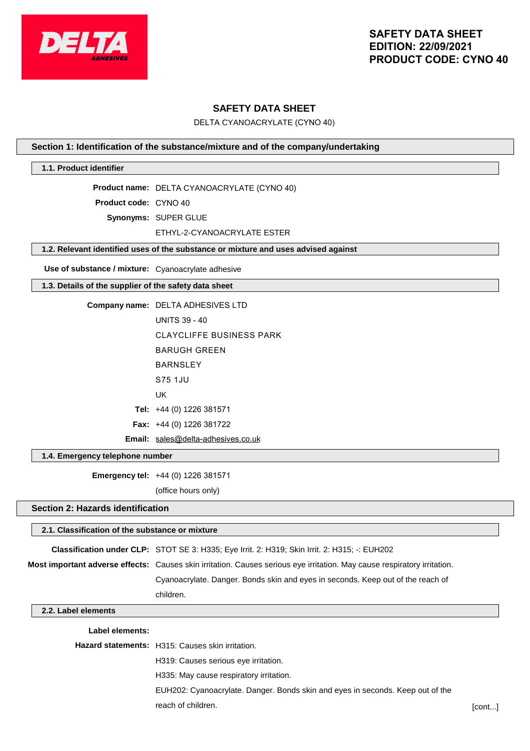# SAFETY DATA SHEET

DELTA CYANOACRYLATE (CYNO 40)

## Section 1: Identification of the substance/mixture and of the company/undertaking

### 1.1. Product identifier

**Product name:** DELTA CYANOACRYLATE (CYNO 40)

**Product code:** CYNO 40

**Synonyms:** SUPER GLUE
ETHYL-2-CYANOACRYLATE ESTER

### 1.2. Relevant identified uses of the substance or mixture and uses advised against

**Use of substance / mixture:** Cyanoacrylate adhesive

### 1.3. Details of the supplier of the safety data sheet

**Company name:** DELTA ADHESIVES LTD
UNITS 39 - 40
CLAYCLIFFE BUSINESS PARK
BARUGH GREEN
BARNSLEY
S75 1JU
UK

**Tel:** +44 (0) 1226 381571

**Fax:** +44 (0) 1226 381722

**Email:** sales@delta-adhesives.co.uk

### 1.4. Emergency telephone number

**Emergency tel:** +44 (0) 1226 381571
(office hours only)

## Section 2: Hazards identification

### 2.1. Classification of the substance or mixture

**Classification under CLP:** STOT SE 3: H335; Eye Irrit. 2: H319; Skin Irrit. 2: H315; -: EUH202

**Most important adverse effects:** Causes skin irritation. Causes serious eye irritation. May cause respiratory irritation. Cyanoacrylate. Danger. Bonds skin and eyes in seconds. Keep out of the reach of children.

### 2.2. Label elements

**Label elements:**

**Hazard statements:** H315: Causes skin irritation.
H319: Causes serious eye irritation.
H335: May cause respiratory irritation.
EUH202: Cyanoacrylate. Danger. Bonds skin and eyes in seconds. Keep out of the reach of children.

[cont...]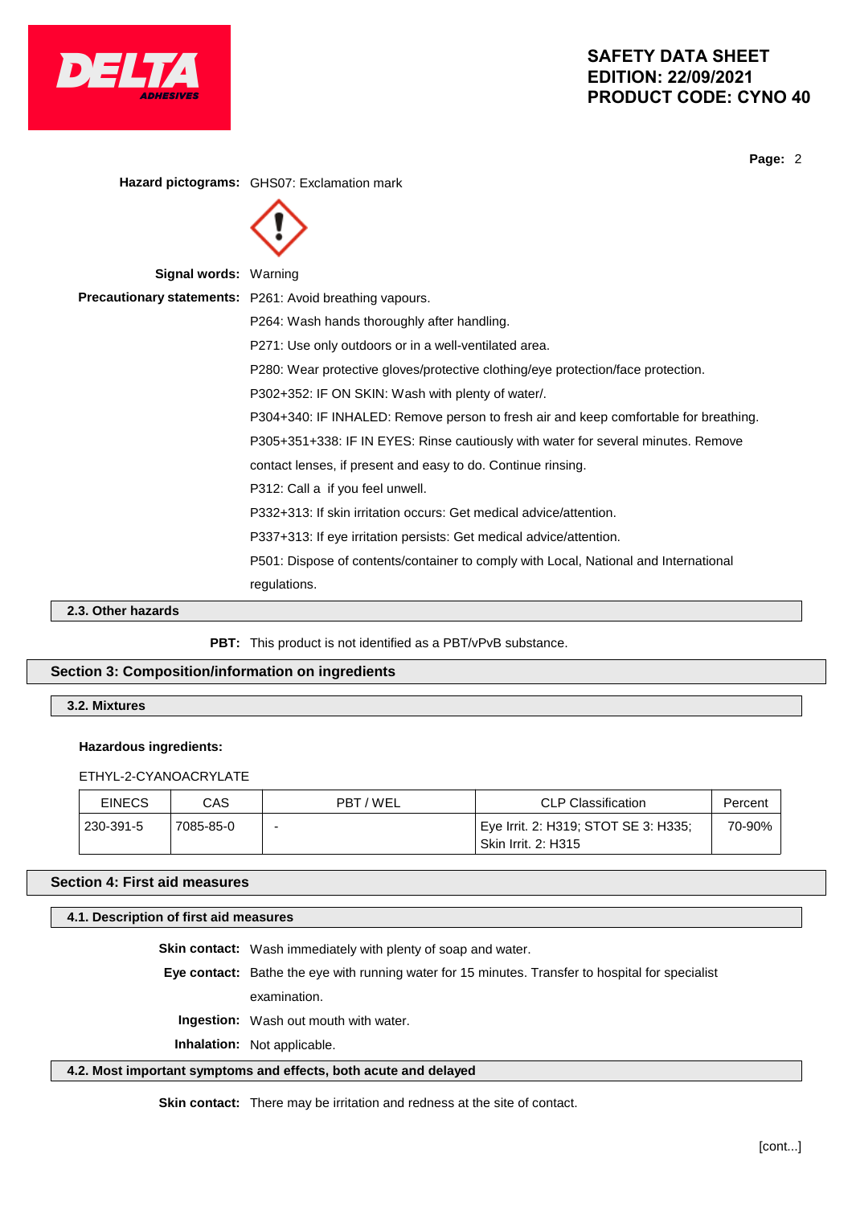**Hazard pictograms:** GHS07: Exclamation mark

**Signal words:** Warning

**Precautionary statements:** P261: Avoid breathing vapours.

P264: Wash hands thoroughly after handling.

P271: Use only outdoors or in a well-ventilated area.

P280: Wear protective gloves/protective clothing/eye protection/face protection.

P302+352: IF ON SKIN: Wash with plenty of water/.

P304+340: IF INHALED: Remove person to fresh air and keep comfortable for breathing.

P305+351+338: IF IN EYES: Rinse cautiously with water for several minutes. Remove contact lenses, if present and easy to do. Continue rinsing.

P312: Call a  if you feel unwell.

P332+313: If skin irritation occurs: Get medical advice/attention.

P337+313: If eye irritation persists: Get medical advice/attention.

P501: Dispose of contents/container to comply with Local, National and International regulations.

### 2.3. Other hazards

**PBT:** This product is not identified as a PBT/vPvB substance.

## Section 3: Composition/information on ingredients

### 3.2. Mixtures

**Hazardous ingredients:**

ETHYL-2-CYANOACRYLATE

| EINECS | CAS | PBT / WEL | CLP Classification | Percent |
|---|---|---|---|---|
| 230-391-5 | 7085-85-0 | - | Eye Irrit. 2: H319; STOT SE 3: H335; Skin Irrit. 2: H315 | 70-90% |

## Section 4: First aid measures

### 4.1. Description of first aid measures

**Skin contact:** Wash immediately with plenty of soap and water.

**Eye contact:** Bathe the eye with running water for 15 minutes. Transfer to hospital for specialist examination.

**Ingestion:** Wash out mouth with water.

**Inhalation:** Not applicable.

### 4.2. Most important symptoms and effects, both acute and delayed

**Skin contact:** There may be irritation and redness at the site of contact.

[cont...]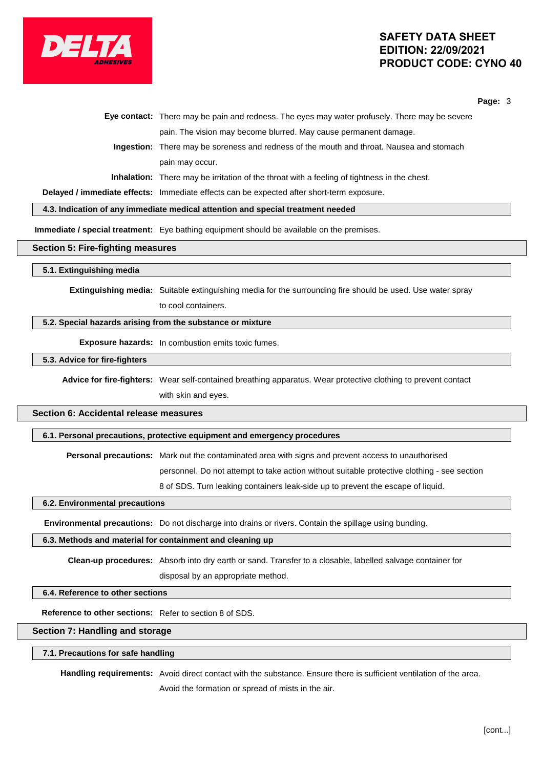**Eye contact:** There may be pain and redness. The eyes may water profusely. There may be severe pain. The vision may become blurred. May cause permanent damage.

**Ingestion:** There may be soreness and redness of the mouth and throat. Nausea and stomach pain may occur.

**Inhalation:** There may be irritation of the throat with a feeling of tightness in the chest.

**Delayed / immediate effects:** Immediate effects can be expected after short-term exposure.

### 4.3. Indication of any immediate medical attention and special treatment needed

**Immediate / special treatment:** Eye bathing equipment should be available on the premises.

## Section 5: Fire-fighting measures

### 5.1. Extinguishing media

**Extinguishing media:** Suitable extinguishing media for the surrounding fire should be used. Use water spray to cool containers.

### 5.2. Special hazards arising from the substance or mixture

**Exposure hazards:** In combustion emits toxic fumes.

### 5.3. Advice for fire-fighters

**Advice for fire-fighters:** Wear self-contained breathing apparatus. Wear protective clothing to prevent contact with skin and eyes.

## Section 6: Accidental release measures

### 6.1. Personal precautions, protective equipment and emergency procedures

**Personal precautions:** Mark out the contaminated area with signs and prevent access to unauthorised personnel. Do not attempt to take action without suitable protective clothing - see section 8 of SDS. Turn leaking containers leak-side up to prevent the escape of liquid.

### 6.2. Environmental precautions

**Environmental precautions:** Do not discharge into drains or rivers. Contain the spillage using bunding.

### 6.3. Methods and material for containment and cleaning up

**Clean-up procedures:** Absorb into dry earth or sand. Transfer to a closable, labelled salvage container for disposal by an appropriate method.

### 6.4. Reference to other sections

**Reference to other sections:** Refer to section 8 of SDS.

## Section 7: Handling and storage

### 7.1. Precautions for safe handling

**Handling requirements:** Avoid direct contact with the substance. Ensure there is sufficient ventilation of the area. Avoid the formation or spread of mists in the air.

[cont...]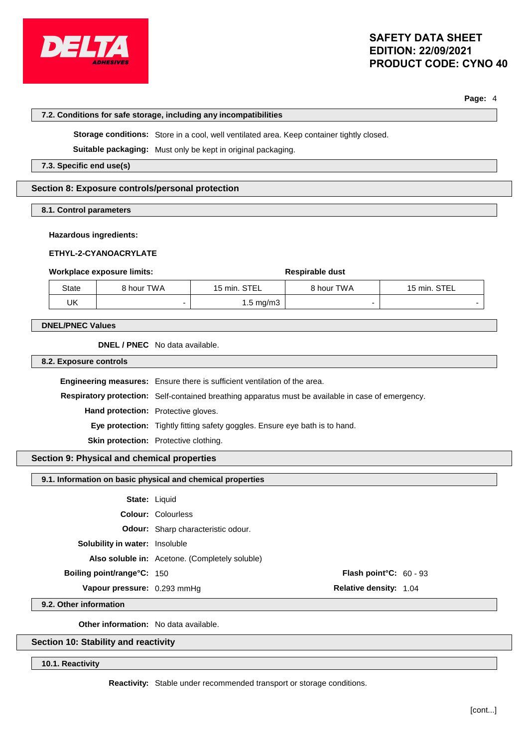### 7.2. Conditions for safe storage, including any incompatibilities

**Storage conditions:** Store in a cool, well ventilated area. Keep container tightly closed.

**Suitable packaging:** Must only be kept in original packaging.

### 7.3. Specific end use(s)

## Section 8: Exposure controls/personal protection

### 8.1. Control parameters

**Hazardous ingredients:**

**ETHYL-2-CYANOACRYLATE**

**Workplace exposure limits:** **Respirable dust**

| State | 8 hour TWA | 15 min. STEL | 8 hour TWA | 15 min. STEL |
|---|---|---|---|---|
| UK | - | 1.5 mg/m3 | - | - |

### DNEL/PNEC Values

**DNEL / PNEC** No data available.

### 8.2. Exposure controls

**Engineering measures:** Ensure there is sufficient ventilation of the area.

**Respiratory protection:** Self-contained breathing apparatus must be available in case of emergency.

**Hand protection:** Protective gloves.

**Eye protection:** Tightly fitting safety goggles. Ensure eye bath is to hand.

**Skin protection:** Protective clothing.

## Section 9: Physical and chemical properties

### 9.1. Information on basic physical and chemical properties

**State:** Liquid

**Colour:** Colourless

**Odour:** Sharp characteristic odour.

**Solubility in water:** Insoluble

**Also soluble in:** Acetone. (Completely soluble)

**Boiling point/range°C:** 150

**Flash point°C:** 60 - 93

**Vapour pressure:** 0.293 mmHg

**Relative density:** 1.04

### 9.2. Other information

**Other information:** No data available.

## Section 10: Stability and reactivity

### 10.1. Reactivity

**Reactivity:** Stable under recommended transport or storage conditions.

[cont...]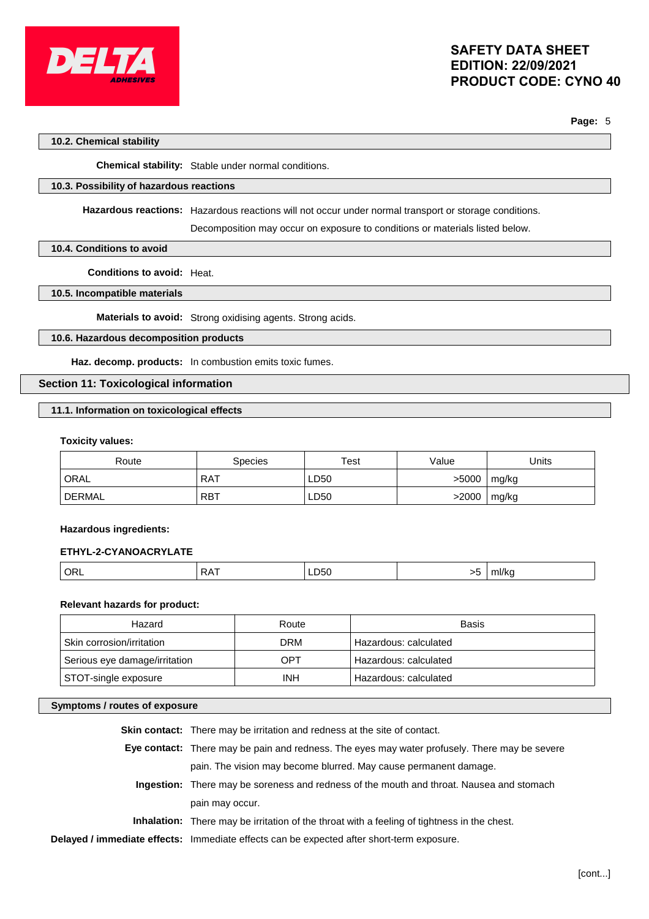### 10.2. Chemical stability

**Chemical stability:** Stable under normal conditions.

### 10.3. Possibility of hazardous reactions

**Hazardous reactions:** Hazardous reactions will not occur under normal transport or storage conditions.

Decomposition may occur on exposure to conditions or materials listed below.

### 10.4. Conditions to avoid

**Conditions to avoid:** Heat.

### 10.5. Incompatible materials

**Materials to avoid:** Strong oxidising agents. Strong acids.

### 10.6. Hazardous decomposition products

**Haz. decomp. products:** In combustion emits toxic fumes.

## Section 11: Toxicological information

### 11.1. Information on toxicological effects

**Toxicity values:**

| Route | Species | Test | Value | Units |
|---|---|---|---|---|
| ORAL | RAT | LD50 | >5000 | mg/kg |
| DERMAL | RBT | LD50 | >2000 | mg/kg |

**Hazardous ingredients:**

**ETHYL-2-CYANOACRYLATE**

| | | | | |
|---|---|---|---|---|
| ORL | RAT | LD50 | >5 | ml/kg |

**Relevant hazards for product:**

| Hazard | Route | Basis |
|---|---|---|
| Skin corrosion/irritation | DRM | Hazardous: calculated |
| Serious eye damage/irritation | OPT | Hazardous: calculated |
| STOT-single exposure | INH | Hazardous: calculated |

### Symptoms / routes of exposure

**Skin contact:** There may be irritation and redness at the site of contact.

**Eye contact:** There may be pain and redness. The eyes may water profusely. There may be severe pain. The vision may become blurred. May cause permanent damage.

**Ingestion:** There may be soreness and redness of the mouth and throat. Nausea and stomach pain may occur.

**Inhalation:** There may be irritation of the throat with a feeling of tightness in the chest.

**Delayed / immediate effects:** Immediate effects can be expected after short-term exposure.

[cont...]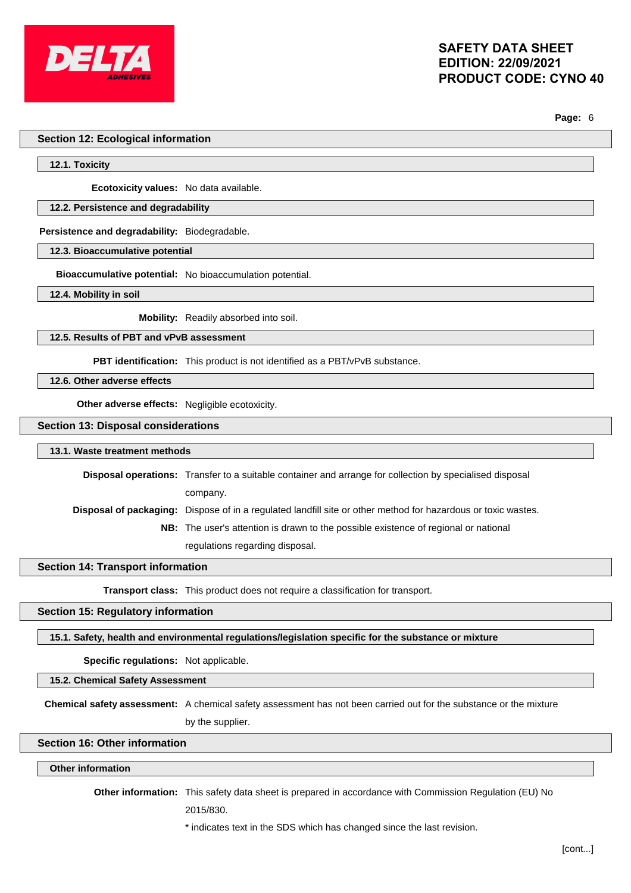## Section 12: Ecological information

### 12.1. Toxicity

**Ecotoxicity values:** No data available.

### 12.2. Persistence and degradability

**Persistence and degradability:** Biodegradable.

### 12.3. Bioaccumulative potential

**Bioaccumulative potential:** No bioaccumulation potential.

### 12.4. Mobility in soil

**Mobility:** Readily absorbed into soil.

### 12.5. Results of PBT and vPvB assessment

**PBT identification:** This product is not identified as a PBT/vPvB substance.

### 12.6. Other adverse effects

**Other adverse effects:** Negligible ecotoxicity.

## Section 13: Disposal considerations

### 13.1. Waste treatment methods

**Disposal operations:** Transfer to a suitable container and arrange for collection by specialised disposal company.

**Disposal of packaging:** Dispose of in a regulated landfill site or other method for hazardous or toxic wastes.

**NB:** The user's attention is drawn to the possible existence of regional or national regulations regarding disposal.

## Section 14: Transport information

**Transport class:** This product does not require a classification for transport.

## Section 15: Regulatory information

### 15.1. Safety, health and environmental regulations/legislation specific for the substance or mixture

**Specific regulations:** Not applicable.

### 15.2. Chemical Safety Assessment

**Chemical safety assessment:** A chemical safety assessment has not been carried out for the substance or the mixture by the supplier.

## Section 16: Other information

### Other information

**Other information:** This safety data sheet is prepared in accordance with Commission Regulation (EU) No 2015/830.

* indicates text in the SDS which has changed since the last revision.

[cont...]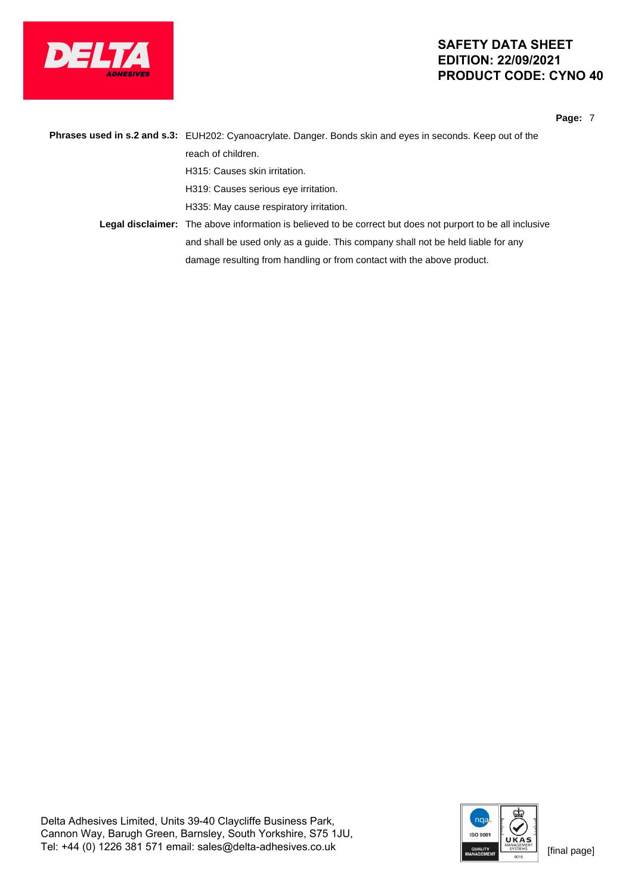**Phrases used in s.2 and s.3:** EUH202: Cyanoacrylate. Danger. Bonds skin and eyes in seconds. Keep out of the reach of children.

H315: Causes skin irritation.

H319: Causes serious eye irritation.

H335: May cause respiratory irritation.

**Legal disclaimer:** The above information is believed to be correct but does not purport to be all inclusive and shall be used only as a guide. This company shall not be held liable for any damage resulting from handling or from contact with the above product.